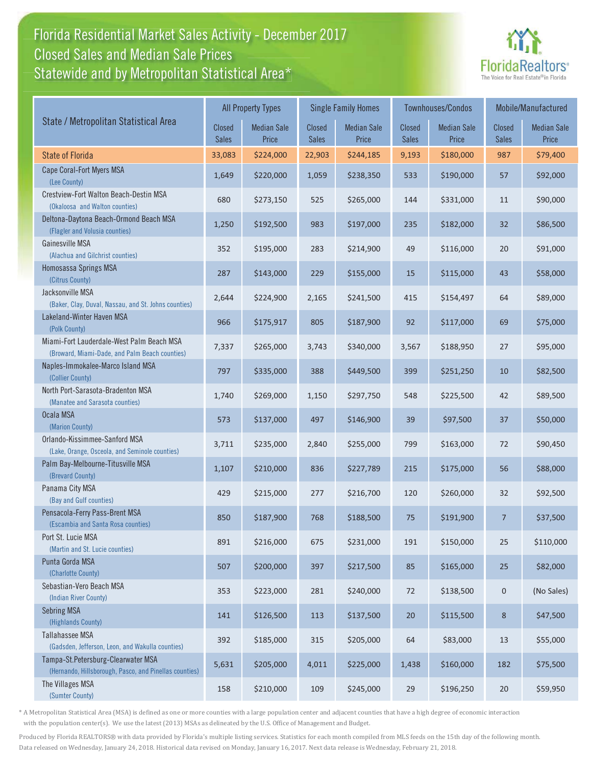# Florida Residential Market Sales Activity - December 2017
## Closed Sales and Median Sale Prices
## Statewide and by Metropolitan Statistical Area*

FloridaRealtors® The Voice for Real Estate® in Florida

| State / Metropolitan Statistical Area | All Property Types | | Single Family Homes | | Townhouses/Condos | | Mobile/Manufactured | |
|---|---|---|---|---|---|---|---|---|
| | Closed Sales | Median Sale Price | Closed Sales | Median Sale Price | Closed Sales | Median Sale Price | Closed Sales | Median Sale Price |
| State of Florida | 33,083 | $224,000 | 22,903 | $244,185 | 9,193 | $180,000 | 987 | $79,400 |
| Cape Coral-Fort Myers MSA (Lee County) | 1,649 | $220,000 | 1,059 | $238,350 | 533 | $190,000 | 57 | $92,000 |
| Crestview-Fort Walton Beach-Destin MSA (Okaloosa and Walton counties) | 680 | $273,150 | 525 | $265,000 | 144 | $331,000 | 11 | $90,000 |
| Deltona-Daytona Beach-Ormond Beach MSA (Flagler and Volusia counties) | 1,250 | $192,500 | 983 | $197,000 | 235 | $182,000 | 32 | $86,500 |
| Gainesville MSA (Alachua and Gilchrist counties) | 352 | $195,000 | 283 | $214,900 | 49 | $116,000 | 20 | $91,000 |
| Homosassa Springs MSA (Citrus County) | 287 | $143,000 | 229 | $155,000 | 15 | $115,000 | 43 | $58,000 |
| Jacksonville MSA (Baker, Clay, Duval, Nassau, and St. Johns counties) | 2,644 | $224,900 | 2,165 | $241,500 | 415 | $154,497 | 64 | $89,000 |
| Lakeland-Winter Haven MSA (Polk County) | 966 | $175,917 | 805 | $187,900 | 92 | $117,000 | 69 | $75,000 |
| Miami-Fort Lauderdale-West Palm Beach MSA (Broward, Miami-Dade, and Palm Beach counties) | 7,337 | $265,000 | 3,743 | $340,000 | 3,567 | $188,950 | 27 | $95,000 |
| Naples-Immokalee-Marco Island MSA (Collier County) | 797 | $335,000 | 388 | $449,500 | 399 | $251,250 | 10 | $82,500 |
| North Port-Sarasota-Bradenton MSA (Manatee and Sarasota counties) | 1,740 | $269,000 | 1,150 | $297,750 | 548 | $225,500 | 42 | $89,500 |
| Ocala MSA (Marion County) | 573 | $137,000 | 497 | $146,900 | 39 | $97,500 | 37 | $50,000 |
| Orlando-Kissimmee-Sanford MSA (Lake, Orange, Osceola, and Seminole counties) | 3,711 | $235,000 | 2,840 | $255,000 | 799 | $163,000 | 72 | $90,450 |
| Palm Bay-Melbourne-Titusville MSA (Brevard County) | 1,107 | $210,000 | 836 | $227,789 | 215 | $175,000 | 56 | $88,000 |
| Panama City MSA (Bay and Gulf counties) | 429 | $215,000 | 277 | $216,700 | 120 | $260,000 | 32 | $92,500 |
| Pensacola-Ferry Pass-Brent MSA (Escambia and Santa Rosa counties) | 850 | $187,900 | 768 | $188,500 | 75 | $191,900 | 7 | $37,500 |
| Port St. Lucie MSA (Martin and St. Lucie counties) | 891 | $216,000 | 675 | $231,000 | 191 | $150,000 | 25 | $110,000 |
| Punta Gorda MSA (Charlotte County) | 507 | $200,000 | 397 | $217,500 | 85 | $165,000 | 25 | $82,000 |
| Sebastian-Vero Beach MSA (Indian River County) | 353 | $223,000 | 281 | $240,000 | 72 | $138,500 | 0 | (No Sales) |
| Sebring MSA (Highlands County) | 141 | $126,500 | 113 | $137,500 | 20 | $115,500 | 8 | $47,500 |
| Tallahassee MSA (Gadsden, Jefferson, Leon, and Wakulla counties) | 392 | $185,000 | 315 | $205,000 | 64 | $83,000 | 13 | $55,000 |
| Tampa-St.Petersburg-Clearwater MSA (Hernando, Hillsborough, Pasco, and Pinellas counties) | 5,631 | $205,000 | 4,011 | $225,000 | 1,438 | $160,000 | 182 | $75,500 |
| The Villages MSA (Sumter County) | 158 | $210,000 | 109 | $245,000 | 29 | $196,250 | 20 | $59,950 |

* A Metropolitan Statistical Area (MSA) is defined as one or more counties with a large population center and adjacent counties that have a high degree of economic interaction with the population center(s). We use the latest (2013) MSAs as delineated by the U.S. Office of Management and Budget.

Produced by Florida REALTORS® with data provided by Florida's multiple listing services. Statistics for each month compiled from MLS feeds on the 15th day of the following month. Data released on Wednesday, January 24, 2018. Historical data revised on Monday, January 16, 2017. Next data release is Wednesday, February 21, 2018.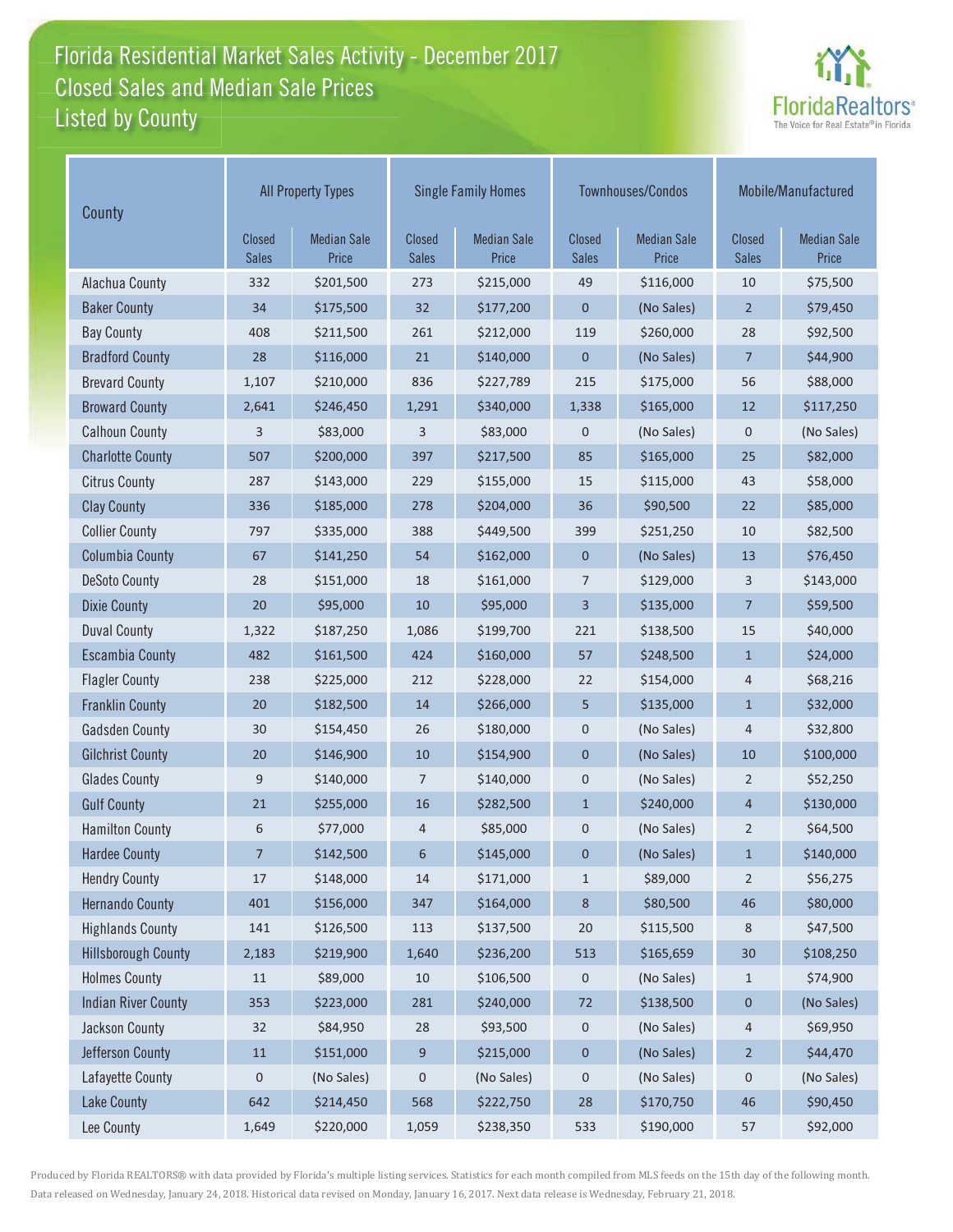# Florida Residential Market Sales Activity - December 2017
## Closed Sales and Median Sale Prices
## Listed by County

| County | All Property Types | | Single Family Homes | | Townhouses/Condos | | Mobile/Manufactured | |
|---|---|---|---|---|---|---|---|---|
| | Closed Sales | Median Sale Price | Closed Sales | Median Sale Price | Closed Sales | Median Sale Price | Closed Sales | Median Sale Price |
| Alachua County | 332 | $201,500 | 273 | $215,000 | 49 | $116,000 | 10 | $75,500 |
| Baker County | 34 | $175,500 | 32 | $177,200 | 0 | (No Sales) | 2 | $79,450 |
| Bay County | 408 | $211,500 | 261 | $212,000 | 119 | $260,000 | 28 | $92,500 |
| Bradford County | 28 | $116,000 | 21 | $140,000 | 0 | (No Sales) | 7 | $44,900 |
| Brevard County | 1,107 | $210,000 | 836 | $227,789 | 215 | $175,000 | 56 | $88,000 |
| Broward County | 2,641 | $246,450 | 1,291 | $340,000 | 1,338 | $165,000 | 12 | $117,250 |
| Calhoun County | 3 | $83,000 | 3 | $83,000 | 0 | (No Sales) | 0 | (No Sales) |
| Charlotte County | 507 | $200,000 | 397 | $217,500 | 85 | $165,000 | 25 | $82,000 |
| Citrus County | 287 | $143,000 | 229 | $155,000 | 15 | $115,000 | 43 | $58,000 |
| Clay County | 336 | $185,000 | 278 | $204,000 | 36 | $90,500 | 22 | $85,000 |
| Collier County | 797 | $335,000 | 388 | $449,500 | 399 | $251,250 | 10 | $82,500 |
| Columbia County | 67 | $141,250 | 54 | $162,000 | 0 | (No Sales) | 13 | $76,450 |
| DeSoto County | 28 | $151,000 | 18 | $161,000 | 7 | $129,000 | 3 | $143,000 |
| Dixie County | 20 | $95,000 | 10 | $95,000 | 3 | $135,000 | 7 | $59,500 |
| Duval County | 1,322 | $187,250 | 1,086 | $199,700 | 221 | $138,500 | 15 | $40,000 |
| Escambia County | 482 | $161,500 | 424 | $160,000 | 57 | $248,500 | 1 | $24,000 |
| Flagler County | 238 | $225,000 | 212 | $228,000 | 22 | $154,000 | 4 | $68,216 |
| Franklin County | 20 | $182,500 | 14 | $266,000 | 5 | $135,000 | 1 | $32,000 |
| Gadsden County | 30 | $154,450 | 26 | $180,000 | 0 | (No Sales) | 4 | $32,800 |
| Gilchrist County | 20 | $146,900 | 10 | $154,900 | 0 | (No Sales) | 10 | $100,000 |
| Glades County | 9 | $140,000 | 7 | $140,000 | 0 | (No Sales) | 2 | $52,250 |
| Gulf County | 21 | $255,000 | 16 | $282,500 | 1 | $240,000 | 4 | $130,000 |
| Hamilton County | 6 | $77,000 | 4 | $85,000 | 0 | (No Sales) | 2 | $64,500 |
| Hardee County | 7 | $142,500 | 6 | $145,000 | 0 | (No Sales) | 1 | $140,000 |
| Hendry County | 17 | $148,000 | 14 | $171,000 | 1 | $89,000 | 2 | $56,275 |
| Hernando County | 401 | $156,000 | 347 | $164,000 | 8 | $80,500 | 46 | $80,000 |
| Highlands County | 141 | $126,500 | 113 | $137,500 | 20 | $115,500 | 8 | $47,500 |
| Hillsborough County | 2,183 | $219,900 | 1,640 | $236,200 | 513 | $165,659 | 30 | $108,250 |
| Holmes County | 11 | $89,000 | 10 | $106,500 | 0 | (No Sales) | 1 | $74,900 |
| Indian River County | 353 | $223,000 | 281 | $240,000 | 72 | $138,500 | 0 | (No Sales) |
| Jackson County | 32 | $84,950 | 28 | $93,500 | 0 | (No Sales) | 4 | $69,950 |
| Jefferson County | 11 | $151,000 | 9 | $215,000 | 0 | (No Sales) | 2 | $44,470 |
| Lafayette County | 0 | (No Sales) | 0 | (No Sales) | 0 | (No Sales) | 0 | (No Sales) |
| Lake County | 642 | $214,450 | 568 | $222,750 | 28 | $170,750 | 46 | $90,450 |
| Lee County | 1,649 | $220,000 | 1,059 | $238,350 | 533 | $190,000 | 57 | $92,000 |

Produced by Florida REALTORS® with data provided by Florida's multiple listing services. Statistics for each month compiled from MLS feeds on the 15th day of the following month. Data released on Wednesday, January 24, 2018. Historical data revised on Monday, January 16, 2017. Next data release is Wednesday, February 21, 2018.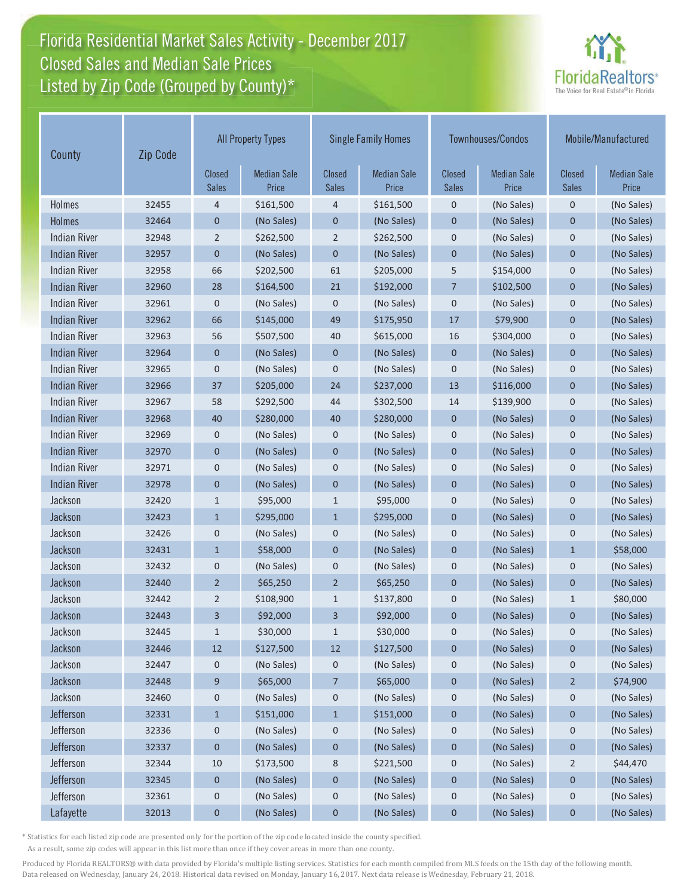# Florida Residential Market Sales Activity - December 2017
## Closed Sales and Median Sale Prices
## Listed by Zip Code (Grouped by County)*

| County | Zip Code | All Property Types | | Single Family Homes | | Townhouses/Condos | | Mobile/Manufactured | |
|---|---|---|---|---|---|---|---|---|---|
| | | Closed Sales | Median Sale Price | Closed Sales | Median Sale Price | Closed Sales | Median Sale Price | Closed Sales | Median Sale Price |
| Holmes | 32455 | 4 | $161,500 | 4 | $161,500 | 0 | (No Sales) | 0 | (No Sales) |
| Holmes | 32464 | 0 | (No Sales) | 0 | (No Sales) | 0 | (No Sales) | 0 | (No Sales) |
| Indian River | 32948 | 2 | $262,500 | 2 | $262,500 | 0 | (No Sales) | 0 | (No Sales) |
| Indian River | 32957 | 0 | (No Sales) | 0 | (No Sales) | 0 | (No Sales) | 0 | (No Sales) |
| Indian River | 32958 | 66 | $202,500 | 61 | $205,000 | 5 | $154,000 | 0 | (No Sales) |
| Indian River | 32960 | 28 | $164,500 | 21 | $192,000 | 7 | $102,500 | 0 | (No Sales) |
| Indian River | 32961 | 0 | (No Sales) | 0 | (No Sales) | 0 | (No Sales) | 0 | (No Sales) |
| Indian River | 32962 | 66 | $145,000 | 49 | $175,950 | 17 | $79,900 | 0 | (No Sales) |
| Indian River | 32963 | 56 | $507,500 | 40 | $615,000 | 16 | $304,000 | 0 | (No Sales) |
| Indian River | 32964 | 0 | (No Sales) | 0 | (No Sales) | 0 | (No Sales) | 0 | (No Sales) |
| Indian River | 32965 | 0 | (No Sales) | 0 | (No Sales) | 0 | (No Sales) | 0 | (No Sales) |
| Indian River | 32966 | 37 | $205,000 | 24 | $237,000 | 13 | $116,000 | 0 | (No Sales) |
| Indian River | 32967 | 58 | $292,500 | 44 | $302,500 | 14 | $139,900 | 0 | (No Sales) |
| Indian River | 32968 | 40 | $280,000 | 40 | $280,000 | 0 | (No Sales) | 0 | (No Sales) |
| Indian River | 32969 | 0 | (No Sales) | 0 | (No Sales) | 0 | (No Sales) | 0 | (No Sales) |
| Indian River | 32970 | 0 | (No Sales) | 0 | (No Sales) | 0 | (No Sales) | 0 | (No Sales) |
| Indian River | 32971 | 0 | (No Sales) | 0 | (No Sales) | 0 | (No Sales) | 0 | (No Sales) |
| Indian River | 32978 | 0 | (No Sales) | 0 | (No Sales) | 0 | (No Sales) | 0 | (No Sales) |
| Jackson | 32420 | 1 | $95,000 | 1 | $95,000 | 0 | (No Sales) | 0 | (No Sales) |
| Jackson | 32423 | 1 | $295,000 | 1 | $295,000 | 0 | (No Sales) | 0 | (No Sales) |
| Jackson | 32426 | 0 | (No Sales) | 0 | (No Sales) | 0 | (No Sales) | 0 | (No Sales) |
| Jackson | 32431 | 1 | $58,000 | 0 | (No Sales) | 0 | (No Sales) | 1 | $58,000 |
| Jackson | 32432 | 0 | (No Sales) | 0 | (No Sales) | 0 | (No Sales) | 0 | (No Sales) |
| Jackson | 32440 | 2 | $65,250 | 2 | $65,250 | 0 | (No Sales) | 0 | (No Sales) |
| Jackson | 32442 | 2 | $108,900 | 1 | $137,800 | 0 | (No Sales) | 1 | $80,000 |
| Jackson | 32443 | 3 | $92,000 | 3 | $92,000 | 0 | (No Sales) | 0 | (No Sales) |
| Jackson | 32445 | 1 | $30,000 | 1 | $30,000 | 0 | (No Sales) | 0 | (No Sales) |
| Jackson | 32446 | 12 | $127,500 | 12 | $127,500 | 0 | (No Sales) | 0 | (No Sales) |
| Jackson | 32447 | 0 | (No Sales) | 0 | (No Sales) | 0 | (No Sales) | 0 | (No Sales) |
| Jackson | 32448 | 9 | $65,000 | 7 | $65,000 | 0 | (No Sales) | 2 | $74,900 |
| Jackson | 32460 | 0 | (No Sales) | 0 | (No Sales) | 0 | (No Sales) | 0 | (No Sales) |
| Jefferson | 32331 | 1 | $151,000 | 1 | $151,000 | 0 | (No Sales) | 0 | (No Sales) |
| Jefferson | 32336 | 0 | (No Sales) | 0 | (No Sales) | 0 | (No Sales) | 0 | (No Sales) |
| Jefferson | 32337 | 0 | (No Sales) | 0 | (No Sales) | 0 | (No Sales) | 0 | (No Sales) |
| Jefferson | 32344 | 10 | $173,500 | 8 | $221,500 | 0 | (No Sales) | 2 | $44,470 |
| Jefferson | 32345 | 0 | (No Sales) | 0 | (No Sales) | 0 | (No Sales) | 0 | (No Sales) |
| Jefferson | 32361 | 0 | (No Sales) | 0 | (No Sales) | 0 | (No Sales) | 0 | (No Sales) |
| Lafayette | 32013 | 0 | (No Sales) | 0 | (No Sales) | 0 | (No Sales) | 0 | (No Sales) |

\* Statistics for each listed zip code are presented only for the portion of the zip code located inside the county specified. As a result, some zip codes will appear in this list more than once if they cover areas in more than one county.

Produced by Florida REALTORS® with data provided by Florida's multiple listing services. Statistics for each month compiled from MLS feeds on the 15th day of the following month. Data released on Wednesday, January 24, 2018. Historical data revised on Monday, January 16, 2017. Next data release is Wednesday, February 21, 2018.